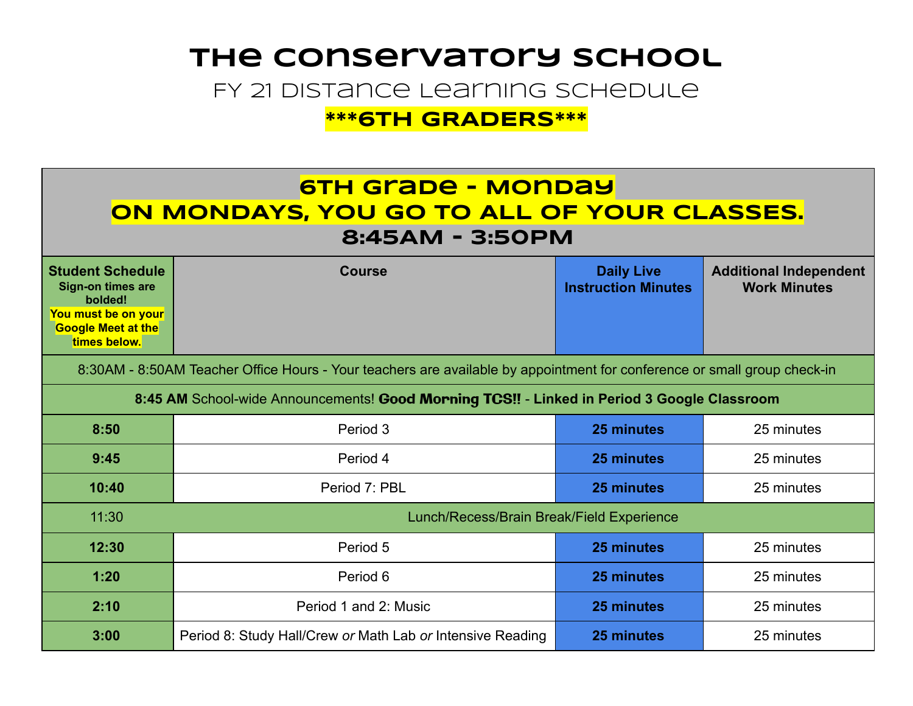# The Conservatory School

## FY 21 Distance Learning Schedule

## \*\*\*6TH GRADERS\*\*\*

| **6TH Grade - Monday**<br>**ON MONDAYS, YOU GO TO ALL OF YOUR CLASSES.**<br>**8:45AM - 3:50PM** | | | |
|---|---|---|---|
| **Student Schedule**<br>**Sign-on times are bolded!**<br>**You must be on your Google Meet at the times below.** | **Course** | **Daily Live Instruction Minutes** | **Additional Independent Work Minutes** |
| 8:30AM - 8:50AM Teacher Office Hours - Your teachers are available by appointment for conference or small group check-in | | | |
| **8:45 AM** School-wide Announcements! **Good Morning TCS!! - Linked in Period 3 Google Classroom** | | | |
| **8:50** | Period 3 | **25 minutes** | 25 minutes |
| **9:45** | Period 4 | **25 minutes** | 25 minutes |
| **10:40** | Period 7: PBL | **25 minutes** | 25 minutes |
| 11:30 | Lunch/Recess/Brain Break/Field Experience | | |
| **12:30** | Period 5 | **25 minutes** | 25 minutes |
| **1:20** | Period 6 | **25 minutes** | 25 minutes |
| **2:10** | Period 1 and 2: Music | **25 minutes** | 25 minutes |
| **3:00** | Period 8: Study Hall/Crew *or* Math Lab *or* Intensive Reading | **25 minutes** | 25 minutes |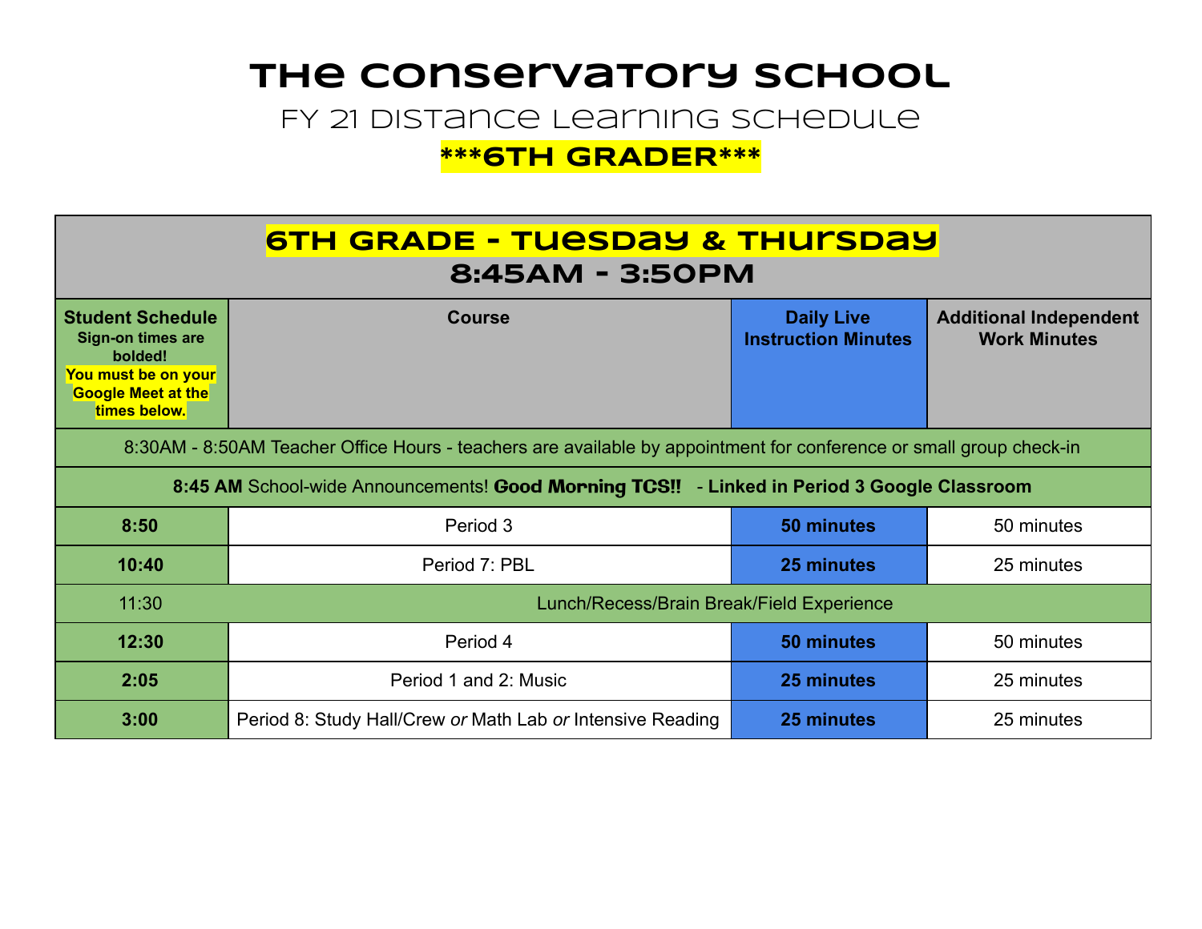# The Conservatory School

## FY 21 Distance Learning Schedule

## ***6TH GRADER***

| **6TH GRADE - TUESDAY & THURSDAY**<br>**8:45AM - 3:50PM** | | | |
|---|---|---|---|
| **Student Schedule**<br>**Sign-on times are bolded!**<br>**You must be on your Google Meet at the times below.** | **Course** | **Daily Live Instruction Minutes** | **Additional Independent Work Minutes** |
| 8:30AM - 8:50AM Teacher Office Hours - teachers are available by appointment for conference or small group check-in | | | |
| **8:45 AM** School-wide Announcements! **Good Morning TCS!!** **- Linked in Period 3 Google Classroom** | | | |
| **8:50** | Period 3 | **50 minutes** | 50 minutes |
| **10:40** | Period 7: PBL | **25 minutes** | 25 minutes |
| 11:30 | Lunch/Recess/Brain Break/Field Experience | | |
| **12:30** | Period 4 | **50 minutes** | 50 minutes |
| **2:05** | Period 1 and 2: Music | **25 minutes** | 25 minutes |
| **3:00** | Period 8: Study Hall/Crew *or* Math Lab *or* Intensive Reading | **25 minutes** | 25 minutes |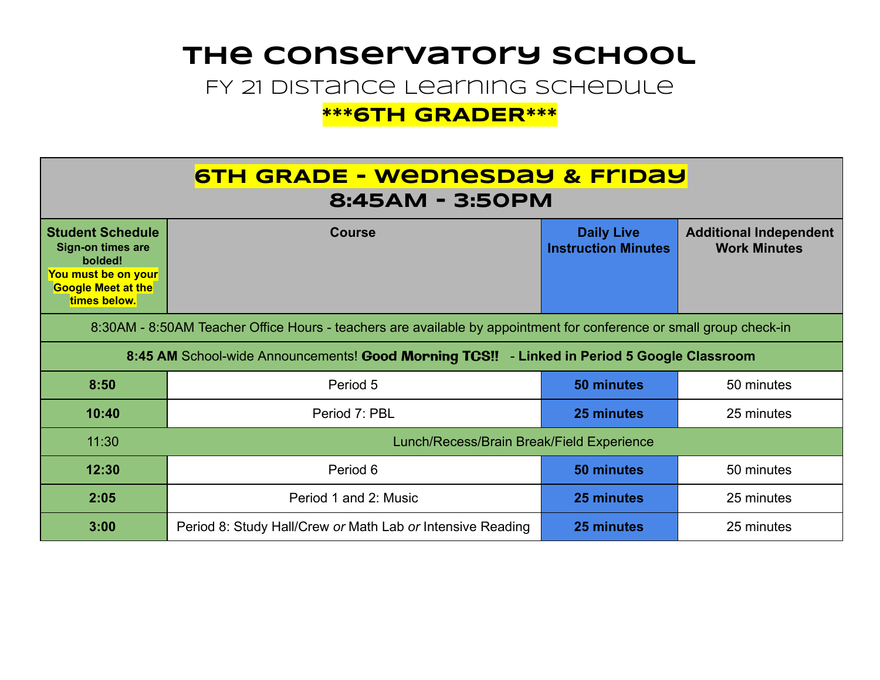# The Conservatory School

## FY 21 Distance Learning Schedule

## ***6TH GRADER***

| 6TH GRADE - Wednesday & Friday<br>8:45AM - 3:50PM | | | |
|---|---|---|---|
| **Student Schedule**<br>**Sign-on times are bolded!**<br>**You must be on your Google Meet at the times below.** | **Course** | **Daily Live Instruction Minutes** | **Additional Independent Work Minutes** |
| 8:30AM - 8:50AM Teacher Office Hours - teachers are available by appointment for conference or small group check-in | | | |
| **8:45 AM** School-wide Announcements! **Good Morning TCS!!** **- Linked in Period 5 Google Classroom** | | | |
| **8:50** | Period 5 | **50 minutes** | 50 minutes |
| **10:40** | Period 7: PBL | **25 minutes** | 25 minutes |
| 11:30 | Lunch/Recess/Brain Break/Field Experience | | |
| **12:30** | Period 6 | **50 minutes** | 50 minutes |
| **2:05** | Period 1 and 2: Music | **25 minutes** | 25 minutes |
| **3:00** | Period 8: Study Hall/Crew *or* Math Lab *or* Intensive Reading | **25 minutes** | 25 minutes |